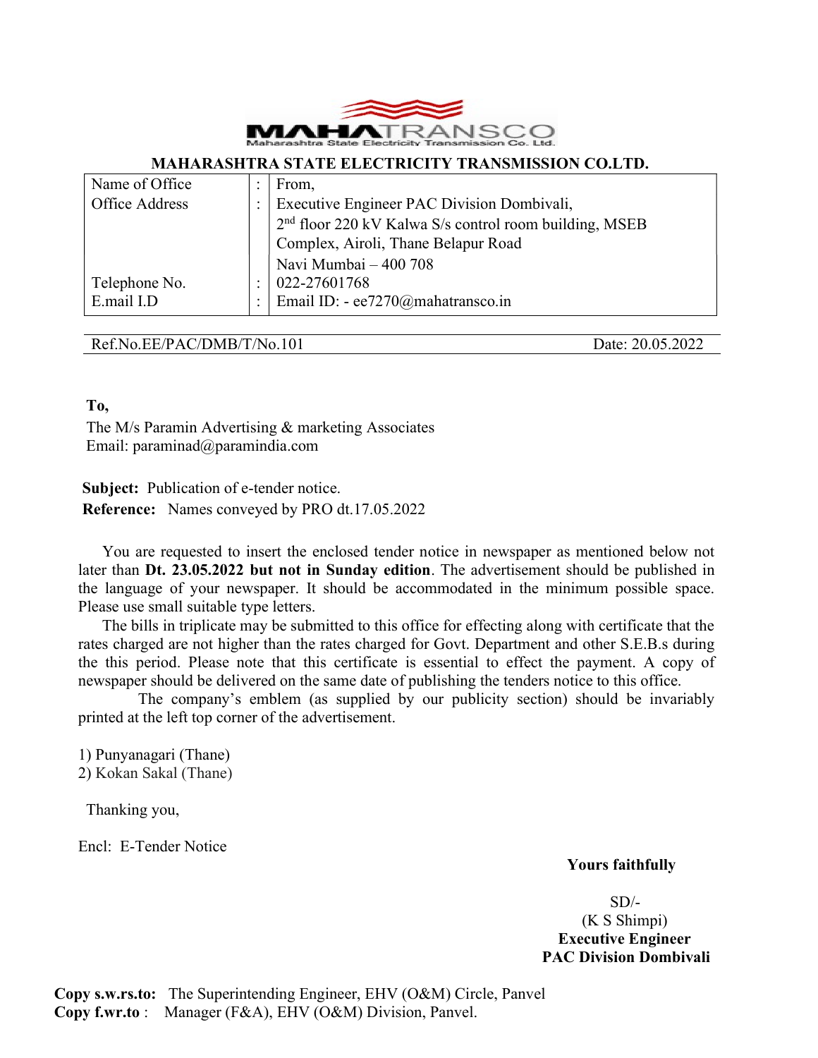MAHATRANSCO
Maharashtra State Electricity Transmission Co. Ltd.

**MAHARASHTRA STATE ELECTRICITY TRANSMISSION CO.LTD.**

| | | |
|---|---|---|
| Name of Office | : | From, |
| Office Address | : | Executive Engineer PAC Division Dombivali, 2nd floor 220 kV Kalwa S/s control room building, MSEB Complex, Airoli, Thane Belapur Road Navi Mumbai – 400 708 |
| Telephone No. | : | 022-27601768 |
| E.mail I.D | : | Email ID: - ee7270@mahatransco.in |

Ref.No.EE/PAC/DMB/T/No.101 Date: 20.05.2022

**To,**
The M/s Paramin Advertising & marketing Associates
Email: paraminad@paramindia.com

**Subject:** Publication of e-tender notice.
**Reference:** Names conveyed by PRO dt.17.05.2022

You are requested to insert the enclosed tender notice in newspaper as mentioned below not later than **Dt. 23.05.2022 but not in Sunday edition**. The advertisement should be published in the language of your newspaper. It should be accommodated in the minimum possible space. Please use small suitable type letters.

The bills in triplicate may be submitted to this office for effecting along with certificate that the rates charged are not higher than the rates charged for Govt. Department and other S.E.B.s during the this period. Please note that this certificate is essential to effect the payment. A copy of newspaper should be delivered on the same date of publishing the tenders notice to this office.

The company's emblem (as supplied by our publicity section) should be invariably printed at the left top corner of the advertisement.

1) Punyanagari (Thane)
2) Kokan Sakal (Thane)

Thanking you,

Encl: E-Tender Notice

**Yours faithfully**

SD/-
(K S Shimpi)
**Executive Engineer**
**PAC Division Dombivali**

**Copy s.w.rs.to:** The Superintending Engineer, EHV (O&M) Circle, Panvel
**Copy f.wr.to** : Manager (F&A), EHV (O&M) Division, Panvel.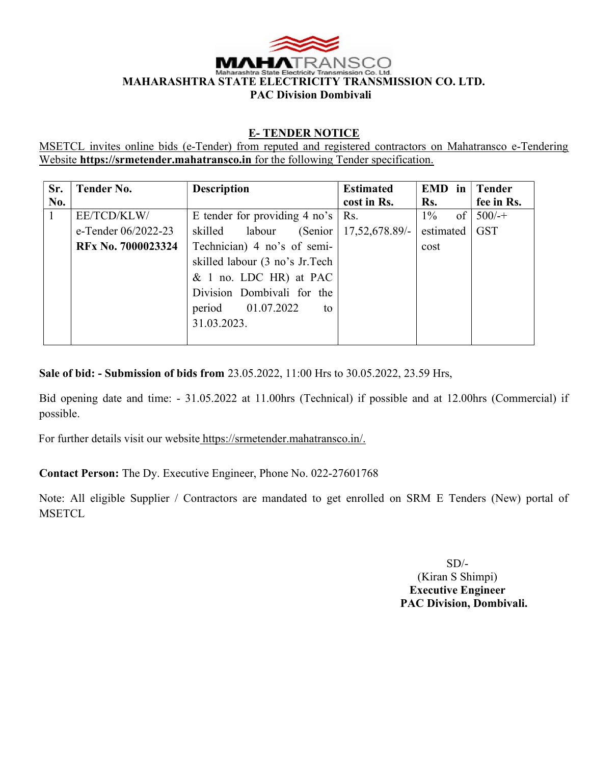MAHATRANSCO

Maharashtra State Electricity Transmission Co. Ltd.

**MAHARASHTRA STATE ELECTRICITY TRANSMISSION CO. LTD.**

**PAC Division Dombivali**

## E- TENDER NOTICE

MSETCL invites online bids (e-Tender) from reputed and registered contractors on Mahatransco e-Tendering Website **https://srmetender.mahatransco.in** for the following Tender specification.

| Sr. No. | Tender No. | Description | Estimated cost in Rs. | EMD in Rs. | Tender fee in Rs. |
|---|---|---|---|---|---|
| 1 | EE/TCD/KLW/ e-Tender 06/2022-23 **RFx No. 7000023324** | E tender for providing 4 no's skilled labour (Senior Technician) 4 no's of semi-skilled labour (3 no's Jr.Tech & 1 no. LDC HR) at PAC Division Dombivali for the period 01.07.2022 to 31.03.2023. | Rs. 17,52,678.89/- | 1% of estimated cost | 500/-+ GST |

**Sale of bid: - Submission of bids from** 23.05.2022, 11:00 Hrs to 30.05.2022, 23.59 Hrs,

Bid opening date and time: - 31.05.2022 at 11.00hrs (Technical) if possible and at 12.00hrs (Commercial) if possible.

For further details visit our website https://srmetender.mahatransco.in/.

**Contact Person:** The Dy. Executive Engineer, Phone No. 022-27601768

Note: All eligible Supplier / Contractors are mandated to get enrolled on SRM E Tenders (New) portal of MSETCL

SD/-

(Kiran S Shimpi)

**Executive Engineer**

**PAC Division, Dombivali.**